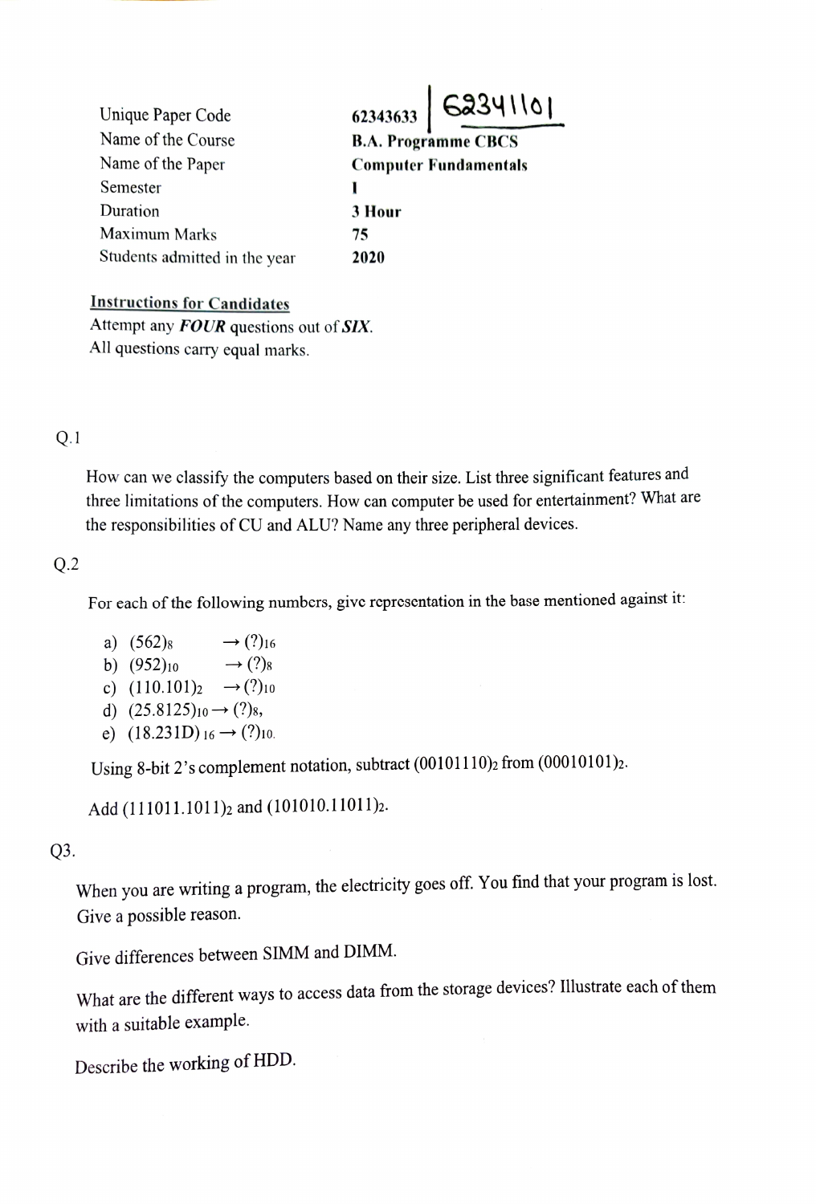| | |
|---|---|
| Unique Paper Code | 62343633 \| 62341101 |
| Name of the Course | **B.A. Programme CBCS** |
| Name of the Paper | **Computer Fundamentals** |
| Semester | **I** |
| Duration | **3 Hour** |
| Maximum Marks | **75** |
| Students admitted in the year | **2020** |

**Instructions for Candidates**

Attempt any ***FOUR*** questions out of ***SIX***.
All questions carry equal marks.

Q.1

How can we classify the computers based on their size. List three significant features and three limitations of the computers. How can computer be used for entertainment? What are the responsibilities of CU and ALU? Name any three peripheral devices.

Q.2

For each of the following numbers, give representation in the base mentioned against it:

a) $(562)_8 \rightarrow (?)_{16}$
b) $(952)_{10} \rightarrow (?)_8$
c) $(110.101)_2 \rightarrow (?)_{10}$
d) $(25.8125)_{10} \rightarrow (?)_8$,
e) $(18.231D)_{16} \rightarrow (?)_{10}$.

Using 8-bit 2's complement notation, subtract $(00101110)_2$ from $(00010101)_2$.

Add $(111011.1011)_2$ and $(101010.11011)_2$.

Q3.

When you are writing a program, the electricity goes off. You find that your program is lost. Give a possible reason.

Give differences between SIMM and DIMM.

What are the different ways to access data from the storage devices? Illustrate each of them with a suitable example.

Describe the working of HDD.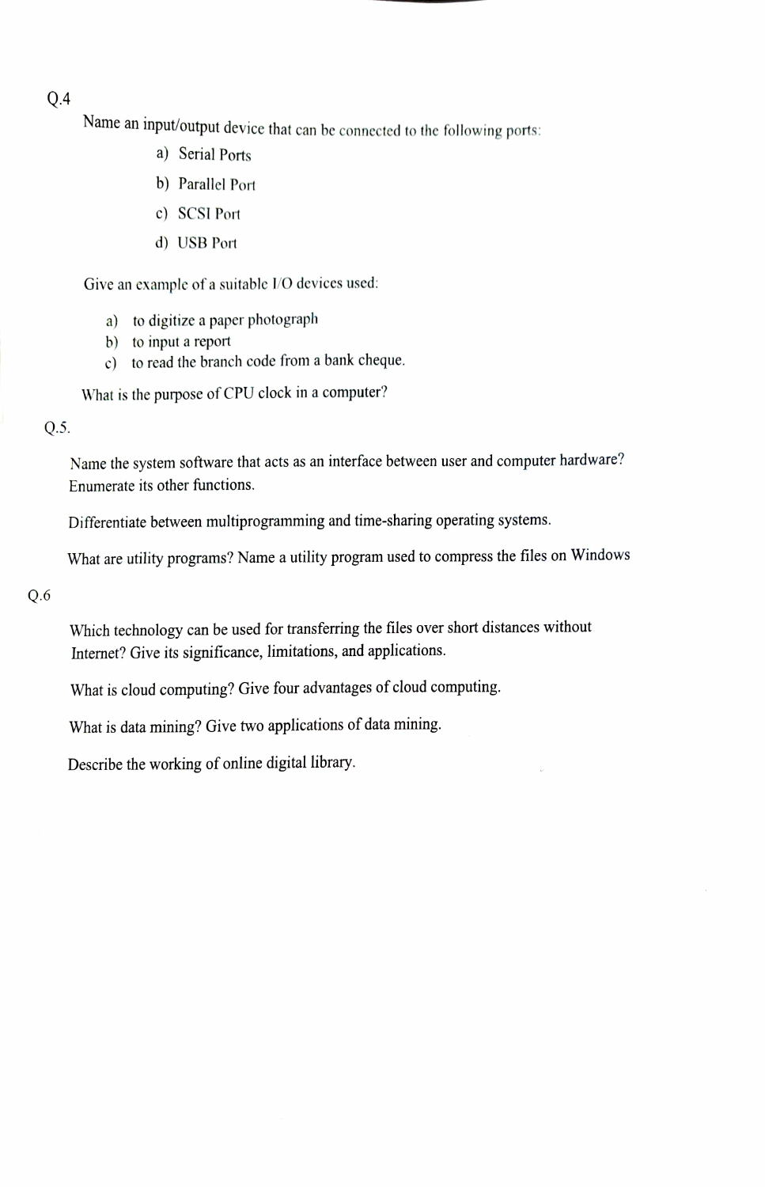Q.4

Name an input/output device that can be connected to the following ports:

a) Serial Ports
b) Parallel Port
c) SCSI Port
d) USB Port

Give an example of a suitable I/O devices used:

a) to digitize a paper photograph
b) to input a report
c) to read the branch code from a bank cheque.

What is the purpose of CPU clock in a computer?

Q.5.

Name the system software that acts as an interface between user and computer hardware? Enumerate its other functions.

Differentiate between multiprogramming and time-sharing operating systems.

What are utility programs? Name a utility program used to compress the files on Windows

Q.6

Which technology can be used for transferring the files over short distances without Internet? Give its significance, limitations, and applications.

What is cloud computing? Give four advantages of cloud computing.

What is data mining? Give two applications of data mining.

Describe the working of online digital library.